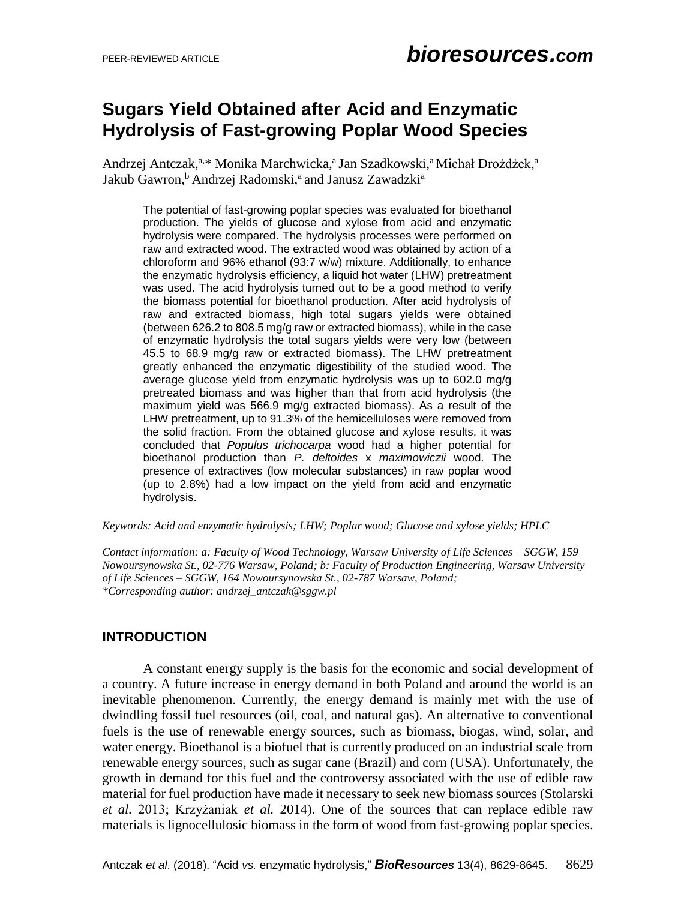# Sugars Yield Obtained after Acid and Enzymatic Hydrolysis of Fast-growing Poplar Wood Species

Andrzej Antczak,[a,*] Monika Marchwicka,[a] Jan Szadkowski,[a] Michał Drożdżek,[a] Jakub Gawron,[b] Andrzej Radomski,[a] and Janusz Zawadzki[a]

The potential of fast-growing poplar species was evaluated for bioethanol production. The yields of glucose and xylose from acid and enzymatic hydrolysis were compared. The hydrolysis processes were performed on raw and extracted wood. The extracted wood was obtained by action of a chloroform and 96% ethanol (93:7 w/w) mixture. Additionally, to enhance the enzymatic hydrolysis efficiency, a liquid hot water (LHW) pretreatment was used. The acid hydrolysis turned out to be a good method to verify the biomass potential for bioethanol production. After acid hydrolysis of raw and extracted biomass, high total sugars yields were obtained (between 626.2 to 808.5 mg/g raw or extracted biomass), while in the case of enzymatic hydrolysis the total sugars yields were very low (between 45.5 to 68.9 mg/g raw or extracted biomass). The LHW pretreatment greatly enhanced the enzymatic digestibility of the studied wood. The average glucose yield from enzymatic hydrolysis was up to 602.0 mg/g pretreated biomass and was higher than that from acid hydrolysis (the maximum yield was 566.9 mg/g extracted biomass). As a result of the LHW pretreatment, up to 91.3% of the hemicelluloses were removed from the solid fraction. From the obtained glucose and xylose results, it was concluded that *Populus trichocarpa* wood had a higher potential for bioethanol production than *P. deltoides* x *maximowiczii* wood. The presence of extractives (low molecular substances) in raw poplar wood (up to 2.8%) had a low impact on the yield from acid and enzymatic hydrolysis.

*Keywords: Acid and enzymatic hydrolysis; LHW; Poplar wood; Glucose and xylose yields; HPLC*

*Contact information: a: Faculty of Wood Technology, Warsaw University of Life Sciences – SGGW, 159 Nowoursynowska St., 02-776 Warsaw, Poland; b: Faculty of Production Engineering, Warsaw University of Life Sciences – SGGW, 164 Nowoursynowska St., 02-787 Warsaw, Poland; \*Corresponding author: andrzej_antczak@sggw.pl*

## INTRODUCTION

A constant energy supply is the basis for the economic and social development of a country. A future increase in energy demand in both Poland and around the world is an inevitable phenomenon. Currently, the energy demand is mainly met with the use of dwindling fossil fuel resources (oil, coal, and natural gas). An alternative to conventional fuels is the use of renewable energy sources, such as biomass, biogas, wind, solar, and water energy. Bioethanol is a biofuel that is currently produced on an industrial scale from renewable energy sources, such as sugar cane (Brazil) and corn (USA). Unfortunately, the growth in demand for this fuel and the controversy associated with the use of edible raw material for fuel production have made it necessary to seek new biomass sources (Stolarski *et al.* 2013; Krzyżaniak *et al.* 2014). One of the sources that can replace edible raw materials is lignocellulosic biomass in the form of wood from fast-growing poplar species.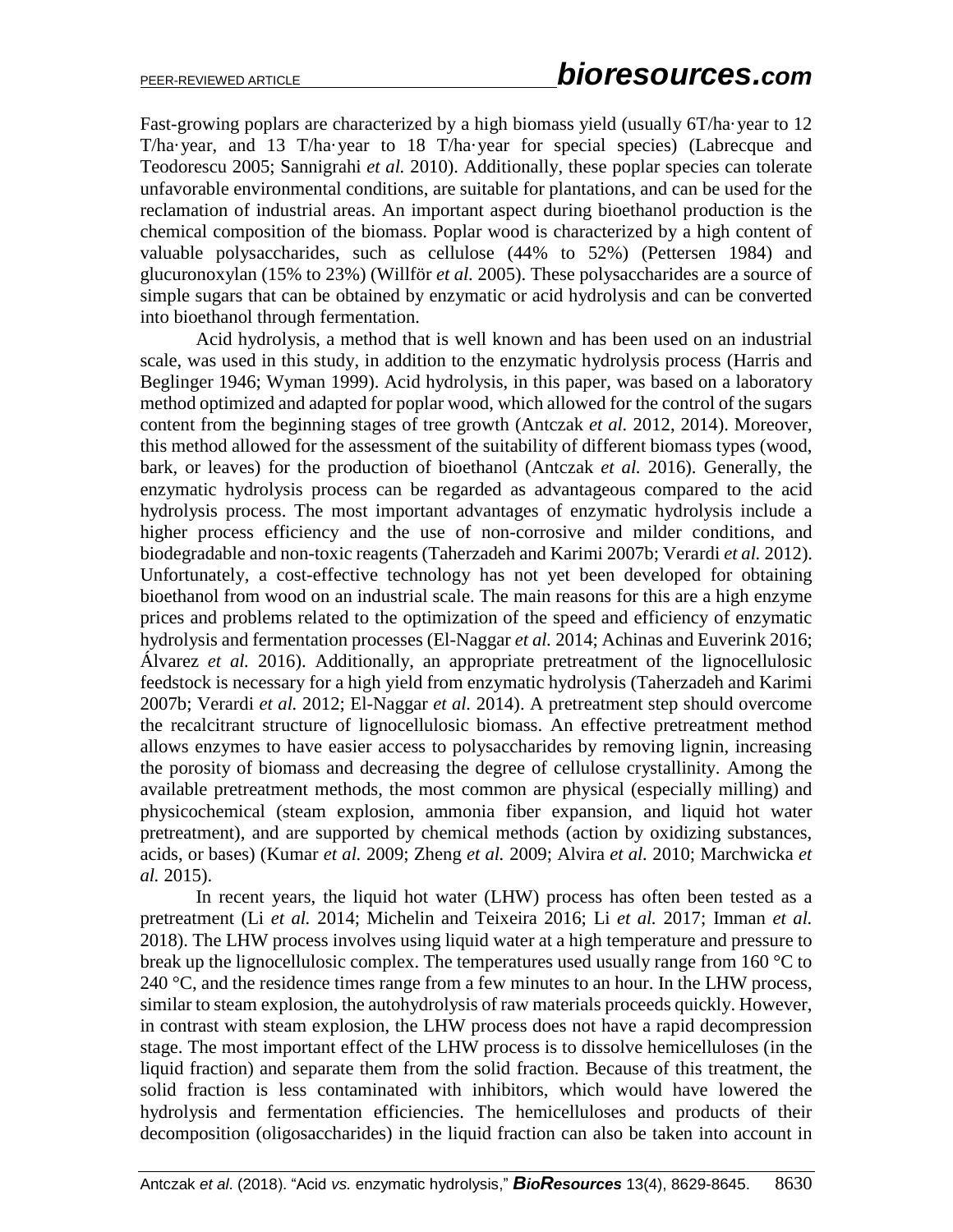Fast-growing poplars are characterized by a high biomass yield (usually 6T/ha·year to 12 T/ha·year, and 13 T/ha·year to 18 T/ha·year for special species) (Labrecque and Teodorescu 2005; Sannigrahi *et al.* 2010). Additionally, these poplar species can tolerate unfavorable environmental conditions, are suitable for plantations, and can be used for the reclamation of industrial areas. An important aspect during bioethanol production is the chemical composition of the biomass. Poplar wood is characterized by a high content of valuable polysaccharides, such as cellulose (44% to 52%) (Pettersen 1984) and glucuronoxylan (15% to 23%) (Willför *et al.* 2005). These polysaccharides are a source of simple sugars that can be obtained by enzymatic or acid hydrolysis and can be converted into bioethanol through fermentation.

Acid hydrolysis, a method that is well known and has been used on an industrial scale, was used in this study, in addition to the enzymatic hydrolysis process (Harris and Beglinger 1946; Wyman 1999). Acid hydrolysis, in this paper, was based on a laboratory method optimized and adapted for poplar wood, which allowed for the control of the sugars content from the beginning stages of tree growth (Antczak *et al.* 2012, 2014). Moreover, this method allowed for the assessment of the suitability of different biomass types (wood, bark, or leaves) for the production of bioethanol (Antczak *et al.* 2016). Generally, the enzymatic hydrolysis process can be regarded as advantageous compared to the acid hydrolysis process. The most important advantages of enzymatic hydrolysis include a higher process efficiency and the use of non-corrosive and milder conditions, and biodegradable and non-toxic reagents (Taherzadeh and Karimi 2007b; Verardi *et al.* 2012). Unfortunately, a cost-effective technology has not yet been developed for obtaining bioethanol from wood on an industrial scale. The main reasons for this are a high enzyme prices and problems related to the optimization of the speed and efficiency of enzymatic hydrolysis and fermentation processes (El-Naggar *et al.* 2014; Achinas and Euverink 2016; Álvarez *et al.* 2016). Additionally, an appropriate pretreatment of the lignocellulosic feedstock is necessary for a high yield from enzymatic hydrolysis (Taherzadeh and Karimi 2007b; Verardi *et al.* 2012; El-Naggar *et al.* 2014). A pretreatment step should overcome the recalcitrant structure of lignocellulosic biomass. An effective pretreatment method allows enzymes to have easier access to polysaccharides by removing lignin, increasing the porosity of biomass and decreasing the degree of cellulose crystallinity. Among the available pretreatment methods, the most common are physical (especially milling) and physicochemical (steam explosion, ammonia fiber expansion, and liquid hot water pretreatment), and are supported by chemical methods (action by oxidizing substances, acids, or bases) (Kumar *et al.* 2009; Zheng *et al.* 2009; Alvira *et al.* 2010; Marchwicka *et al.* 2015).

In recent years, the liquid hot water (LHW) process has often been tested as a pretreatment (Li *et al.* 2014; Michelin and Teixeira 2016; Li *et al.* 2017; Imman *et al.* 2018). The LHW process involves using liquid water at a high temperature and pressure to break up the lignocellulosic complex. The temperatures used usually range from 160 °C to 240 °C, and the residence times range from a few minutes to an hour. In the LHW process, similar to steam explosion, the autohydrolysis of raw materials proceeds quickly. However, in contrast with steam explosion, the LHW process does not have a rapid decompression stage. The most important effect of the LHW process is to dissolve hemicelluloses (in the liquid fraction) and separate them from the solid fraction. Because of this treatment, the solid fraction is less contaminated with inhibitors, which would have lowered the hydrolysis and fermentation efficiencies. The hemicelluloses and products of their decomposition (oligosaccharides) in the liquid fraction can also be taken into account in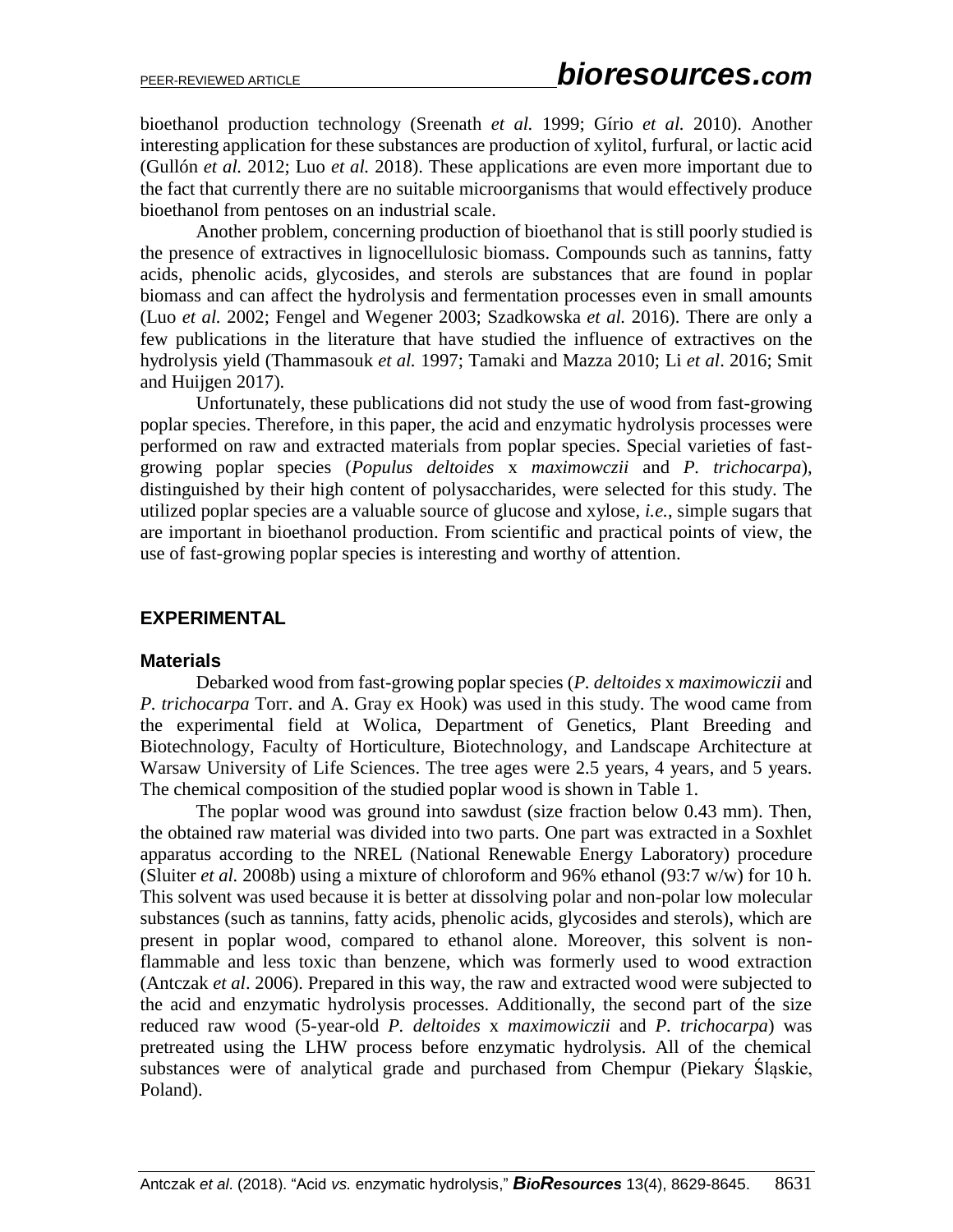bioethanol production technology (Sreenath *et al.* 1999; Gírio *et al.* 2010). Another interesting application for these substances are production of xylitol, furfural, or lactic acid (Gullón *et al.* 2012; Luo *et al.* 2018). These applications are even more important due to the fact that currently there are no suitable microorganisms that would effectively produce bioethanol from pentoses on an industrial scale.

Another problem, concerning production of bioethanol that is still poorly studied is the presence of extractives in lignocellulosic biomass. Compounds such as tannins, fatty acids, phenolic acids, glycosides, and sterols are substances that are found in poplar biomass and can affect the hydrolysis and fermentation processes even in small amounts (Luo *et al.* 2002; Fengel and Wegener 2003; Szadkowska *et al.* 2016). There are only a few publications in the literature that have studied the influence of extractives on the hydrolysis yield (Thammasouk *et al.* 1997; Tamaki and Mazza 2010; Li *et al*. 2016; Smit and Huijgen 2017).

Unfortunately, these publications did not study the use of wood from fast-growing poplar species. Therefore, in this paper, the acid and enzymatic hydrolysis processes were performed on raw and extracted materials from poplar species. Special varieties of fast-growing poplar species (*Populus deltoides* x *maximowczii* and *P. trichocarpa*), distinguished by their high content of polysaccharides, were selected for this study. The utilized poplar species are a valuable source of glucose and xylose, *i.e.*, simple sugars that are important in bioethanol production. From scientific and practical points of view, the use of fast-growing poplar species is interesting and worthy of attention.

## EXPERIMENTAL

### Materials

Debarked wood from fast-growing poplar species (*P. deltoides* x *maximowiczii* and *P. trichocarpa* Torr. and A. Gray ex Hook) was used in this study. The wood came from the experimental field at Wolica, Department of Genetics, Plant Breeding and Biotechnology, Faculty of Horticulture, Biotechnology, and Landscape Architecture at Warsaw University of Life Sciences. The tree ages were 2.5 years, 4 years, and 5 years. The chemical composition of the studied poplar wood is shown in Table 1.

The poplar wood was ground into sawdust (size fraction below 0.43 mm). Then, the obtained raw material was divided into two parts. One part was extracted in a Soxhlet apparatus according to the NREL (National Renewable Energy Laboratory) procedure (Sluiter *et al.* 2008b) using a mixture of chloroform and 96% ethanol (93:7 w/w) for 10 h. This solvent was used because it is better at dissolving polar and non-polar low molecular substances (such as tannins, fatty acids, phenolic acids, glycosides and sterols), which are present in poplar wood, compared to ethanol alone. Moreover, this solvent is non-flammable and less toxic than benzene, which was formerly used to wood extraction (Antczak *et al*. 2006). Prepared in this way, the raw and extracted wood were subjected to the acid and enzymatic hydrolysis processes. Additionally, the second part of the size reduced raw wood (5-year-old *P. deltoides* x *maximowiczii* and *P. trichocarpa*) was pretreated using the LHW process before enzymatic hydrolysis. All of the chemical substances were of analytical grade and purchased from Chempur (Piekary Śląskie, Poland).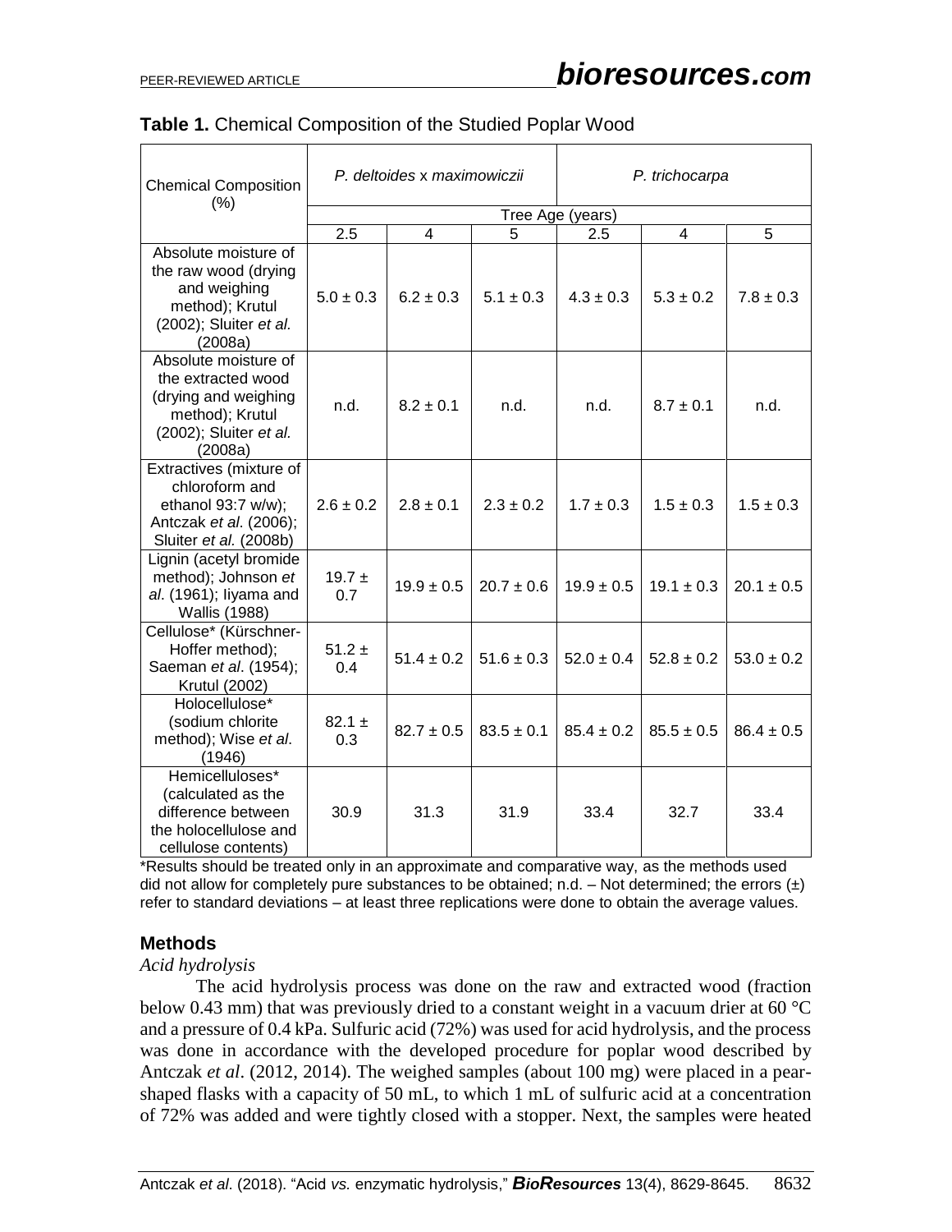**Table 1.** Chemical Composition of the Studied Poplar Wood

| Chemical Composition (%) | *P. deltoides* x *maximowiczii* | | | *P. trichocarpa* | | |
|---|---|---|---|---|---|---|
| | Tree Age (years) | | | | | |
| | 2.5 | 4 | 5 | 2.5 | 4 | 5 |
| Absolute moisture of the raw wood (drying and weighing method); Krutul (2002); Sluiter *et al.* (2008a) | 5.0 ± 0.3 | 6.2 ± 0.3 | 5.1 ± 0.3 | 4.3 ± 0.3 | 5.3 ± 0.2 | 7.8 ± 0.3 |
| Absolute moisture of the extracted wood (drying and weighing method); Krutul (2002); Sluiter *et al.* (2008a) | n.d. | 8.2 ± 0.1 | n.d. | n.d. | 8.7 ± 0.1 | n.d. |
| Extractives (mixture of chloroform and ethanol 93:7 w/w); Antczak *et al*. (2006); Sluiter *et al.* (2008b) | 2.6 ± 0.2 | 2.8 ± 0.1 | 2.3 ± 0.2 | 1.7 ± 0.3 | 1.5 ± 0.3 | 1.5 ± 0.3 |
| Lignin (acetyl bromide method); Johnson *et al*. (1961); Iiyama and Wallis (1988) | 19.7 ± 0.7 | 19.9 ± 0.5 | 20.7 ± 0.6 | 19.9 ± 0.5 | 19.1 ± 0.3 | 20.1 ± 0.5 |
| Cellulose* (Kürschner-Hoffer method); Saeman *et al*. (1954); Krutul (2002) | 51.2 ± 0.4 | 51.4 ± 0.2 | 51.6 ± 0.3 | 52.0 ± 0.4 | 52.8 ± 0.2 | 53.0 ± 0.2 |
| Holocellulose* (sodium chlorite method); Wise *et al*. (1946) | 82.1 ± 0.3 | 82.7 ± 0.5 | 83.5 ± 0.1 | 85.4 ± 0.2 | 85.5 ± 0.5 | 86.4 ± 0.5 |
| Hemicelluloses* (calculated as the difference between the holocellulose and cellulose contents) | 30.9 | 31.3 | 31.9 | 33.4 | 32.7 | 33.4 |

*Results should be treated only in an approximate and comparative way, as the methods used did not allow for completely pure substances to be obtained; n.d. – Not determined; the errors (±) refer to standard deviations – at least three replications were done to obtain the average values.

## Methods

*Acid hydrolysis*

The acid hydrolysis process was done on the raw and extracted wood (fraction below 0.43 mm) that was previously dried to a constant weight in a vacuum drier at 60 °C and a pressure of 0.4 kPa. Sulfuric acid (72%) was used for acid hydrolysis, and the process was done in accordance with the developed procedure for poplar wood described by Antczak *et al*. (2012, 2014). The weighed samples (about 100 mg) were placed in a pear-shaped flasks with a capacity of 50 mL, to which 1 mL of sulfuric acid at a concentration of 72% was added and were tightly closed with a stopper. Next, the samples were heated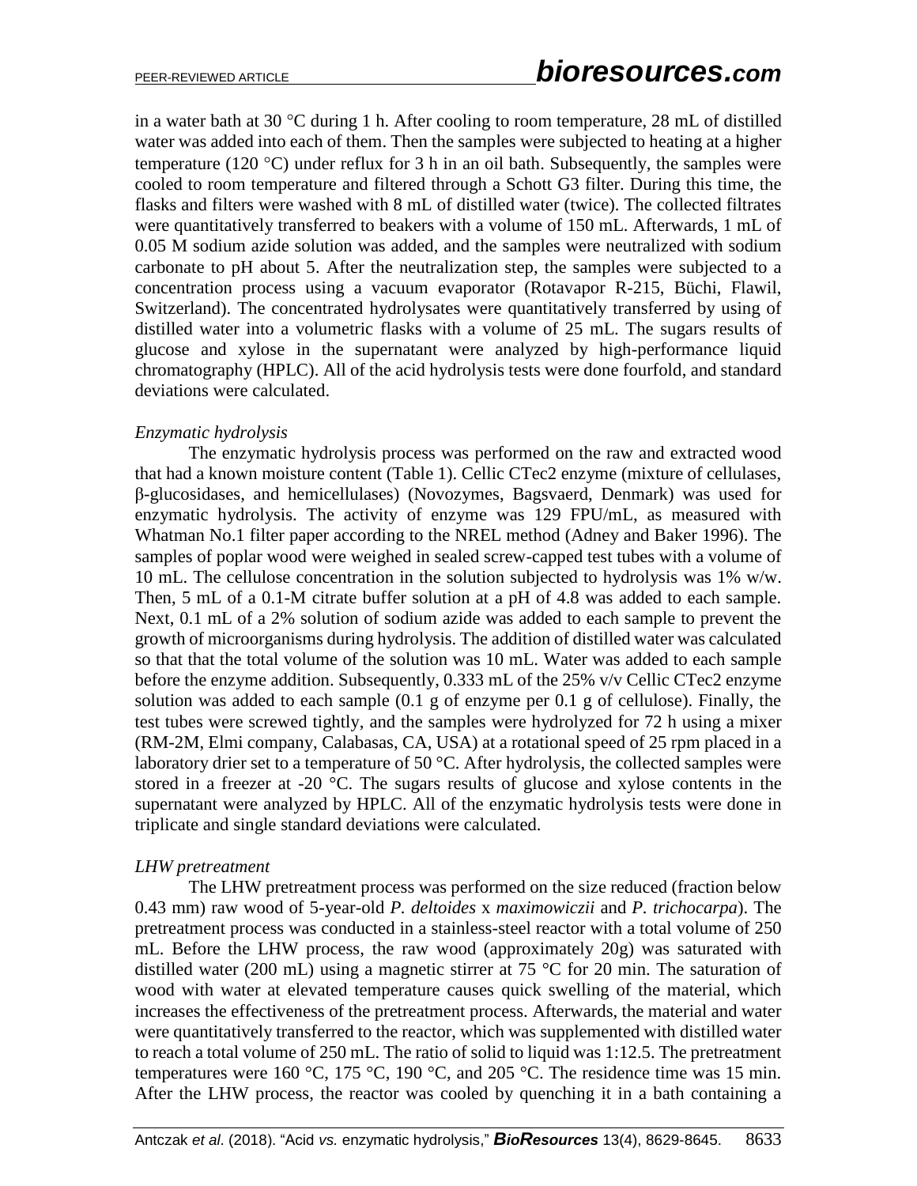in a water bath at 30 °C during 1 h. After cooling to room temperature, 28 mL of distilled water was added into each of them. Then the samples were subjected to heating at a higher temperature (120 °C) under reflux for 3 h in an oil bath. Subsequently, the samples were cooled to room temperature and filtered through a Schott G3 filter. During this time, the flasks and filters were washed with 8 mL of distilled water (twice). The collected filtrates were quantitatively transferred to beakers with a volume of 150 mL. Afterwards, 1 mL of 0.05 M sodium azide solution was added, and the samples were neutralized with sodium carbonate to pH about 5. After the neutralization step, the samples were subjected to a concentration process using a vacuum evaporator (Rotavapor R-215, Büchi, Flawil, Switzerland). The concentrated hydrolysates were quantitatively transferred by using of distilled water into a volumetric flasks with a volume of 25 mL. The sugars results of glucose and xylose in the supernatant were analyzed by high-performance liquid chromatography (HPLC). All of the acid hydrolysis tests were done fourfold, and standard deviations were calculated.

*Enzymatic hydrolysis*

The enzymatic hydrolysis process was performed on the raw and extracted wood that had a known moisture content (Table 1). Cellic CTec2 enzyme (mixture of cellulases, β-glucosidases, and hemicellulases) (Novozymes, Bagsvaerd, Denmark) was used for enzymatic hydrolysis. The activity of enzyme was 129 FPU/mL, as measured with Whatman No.1 filter paper according to the NREL method (Adney and Baker 1996). The samples of poplar wood were weighed in sealed screw-capped test tubes with a volume of 10 mL. The cellulose concentration in the solution subjected to hydrolysis was 1% w/w. Then, 5 mL of a 0.1-M citrate buffer solution at a pH of 4.8 was added to each sample. Next, 0.1 mL of a 2% solution of sodium azide was added to each sample to prevent the growth of microorganisms during hydrolysis. The addition of distilled water was calculated so that that the total volume of the solution was 10 mL. Water was added to each sample before the enzyme addition. Subsequently, 0.333 mL of the 25% v/v Cellic CTec2 enzyme solution was added to each sample (0.1 g of enzyme per 0.1 g of cellulose). Finally, the test tubes were screwed tightly, and the samples were hydrolyzed for 72 h using a mixer (RM-2M, Elmi company, Calabasas, CA, USA) at a rotational speed of 25 rpm placed in a laboratory drier set to a temperature of 50 °C. After hydrolysis, the collected samples were stored in a freezer at -20 °C. The sugars results of glucose and xylose contents in the supernatant were analyzed by HPLC. All of the enzymatic hydrolysis tests were done in triplicate and single standard deviations were calculated.

*LHW pretreatment*

The LHW pretreatment process was performed on the size reduced (fraction below 0.43 mm) raw wood of 5-year-old *P. deltoides* x *maximowiczii* and *P. trichocarpa*). The pretreatment process was conducted in a stainless-steel reactor with a total volume of 250 mL. Before the LHW process, the raw wood (approximately 20g) was saturated with distilled water (200 mL) using a magnetic stirrer at 75 °C for 20 min. The saturation of wood with water at elevated temperature causes quick swelling of the material, which increases the effectiveness of the pretreatment process. Afterwards, the material and water were quantitatively transferred to the reactor, which was supplemented with distilled water to reach a total volume of 250 mL. The ratio of solid to liquid was 1:12.5. The pretreatment temperatures were 160 °C, 175 °C, 190 °C, and 205 °C. The residence time was 15 min. After the LHW process, the reactor was cooled by quenching it in a bath containing a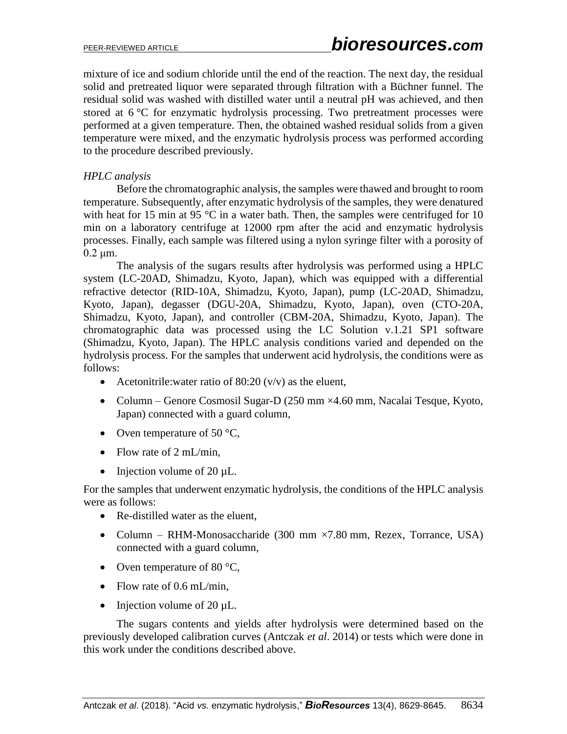mixture of ice and sodium chloride until the end of the reaction. The next day, the residual solid and pretreated liquor were separated through filtration with a Büchner funnel. The residual solid was washed with distilled water until a neutral pH was achieved, and then stored at 6 °C for enzymatic hydrolysis processing. Two pretreatment processes were performed at a given temperature. Then, the obtained washed residual solids from a given temperature were mixed, and the enzymatic hydrolysis process was performed according to the procedure described previously.

*HPLC analysis*

Before the chromatographic analysis, the samples were thawed and brought to room temperature. Subsequently, after enzymatic hydrolysis of the samples, they were denatured with heat for 15 min at 95 °C in a water bath. Then, the samples were centrifuged for 10 min on a laboratory centrifuge at 12000 rpm after the acid and enzymatic hydrolysis processes. Finally, each sample was filtered using a nylon syringe filter with a porosity of 0.2 μm.

The analysis of the sugars results after hydrolysis was performed using a HPLC system (LC-20AD, Shimadzu, Kyoto, Japan), which was equipped with a differential refractive detector (RID-10A, Shimadzu, Kyoto, Japan), pump (LC-20AD, Shimadzu, Kyoto, Japan), degasser (DGU-20A, Shimadzu, Kyoto, Japan), oven (CTO-20A, Shimadzu, Kyoto, Japan), and controller (CBM-20A, Shimadzu, Kyoto, Japan). The chromatographic data was processed using the LC Solution v.1.21 SP1 software (Shimadzu, Kyoto, Japan). The HPLC analysis conditions varied and depended on the hydrolysis process. For the samples that underwent acid hydrolysis, the conditions were as follows:

- Acetonitrile:water ratio of 80:20 (v/v) as the eluent,
- Column – Genore Cosmosil Sugar-D (250 mm ×4.60 mm, Nacalai Tesque, Kyoto, Japan) connected with a guard column,
- Oven temperature of 50 °C,
- Flow rate of 2 mL/min,
- Injection volume of 20 µL.

For the samples that underwent enzymatic hydrolysis, the conditions of the HPLC analysis were as follows:

- Re-distilled water as the eluent,
- Column – RHM-Monosaccharide (300 mm ×7.80 mm, Rezex, Torrance, USA) connected with a guard column,
- Oven temperature of 80 °C,
- Flow rate of 0.6 mL/min,
- Injection volume of 20 µL.

The sugars contents and yields after hydrolysis were determined based on the previously developed calibration curves (Antczak *et al*. 2014) or tests which were done in this work under the conditions described above.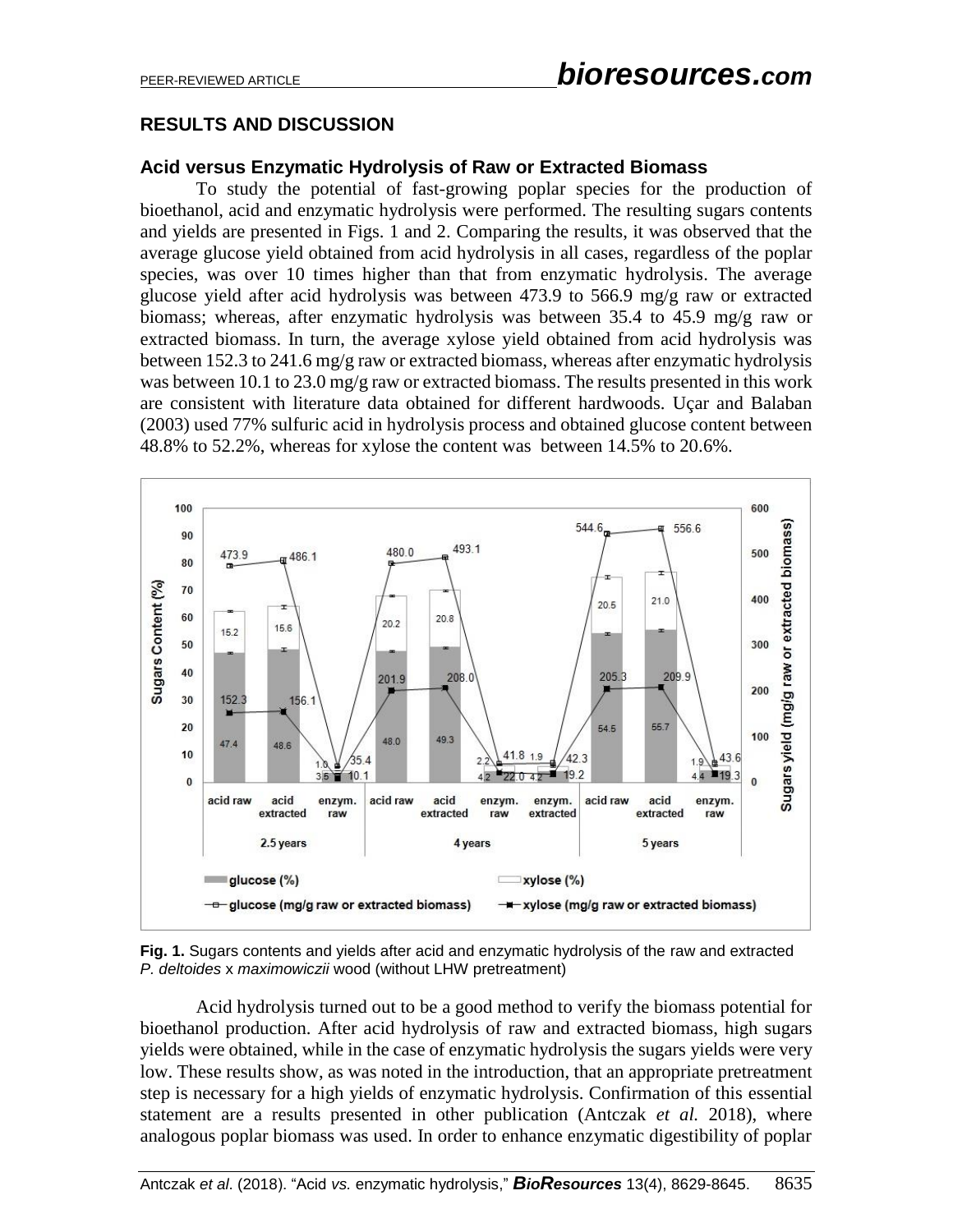## RESULTS AND DISCUSSION

### Acid versus Enzymatic Hydrolysis of Raw or Extracted Biomass

To study the potential of fast-growing poplar species for the production of bioethanol, acid and enzymatic hydrolysis were performed. The resulting sugars contents and yields are presented in Figs. 1 and 2. Comparing the results, it was observed that the average glucose yield obtained from acid hydrolysis in all cases, regardless of the poplar species, was over 10 times higher than that from enzymatic hydrolysis. The average glucose yield after acid hydrolysis was between 473.9 to 566.9 mg/g raw or extracted biomass; whereas, after enzymatic hydrolysis was between 35.4 to 45.9 mg/g raw or extracted biomass. In turn, the average xylose yield obtained from acid hydrolysis was between 152.3 to 241.6 mg/g raw or extracted biomass, whereas after enzymatic hydrolysis was between 10.1 to 23.0 mg/g raw or extracted biomass. The results presented in this work are consistent with literature data obtained for different hardwoods. Uçar and Balaban (2003) used 77% sulfuric acid in hydrolysis process and obtained glucose content between 48.8% to 52.2%, whereas for xylose the content was between 14.5% to 20.6%.

**Fig. 1.** Sugars contents and yields after acid and enzymatic hydrolysis of the raw and extracted *P. deltoides* x *maximowiczii* wood (without LHW pretreatment)

Acid hydrolysis turned out to be a good method to verify the biomass potential for bioethanol production. After acid hydrolysis of raw and extracted biomass, high sugars yields were obtained, while in the case of enzymatic hydrolysis the sugars yields were very low. These results show, as was noted in the introduction, that an appropriate pretreatment step is necessary for a high yields of enzymatic hydrolysis. Confirmation of this essential statement are a results presented in other publication (Antczak *et al.* 2018), where analogous poplar biomass was used. In order to enhance enzymatic digestibility of poplar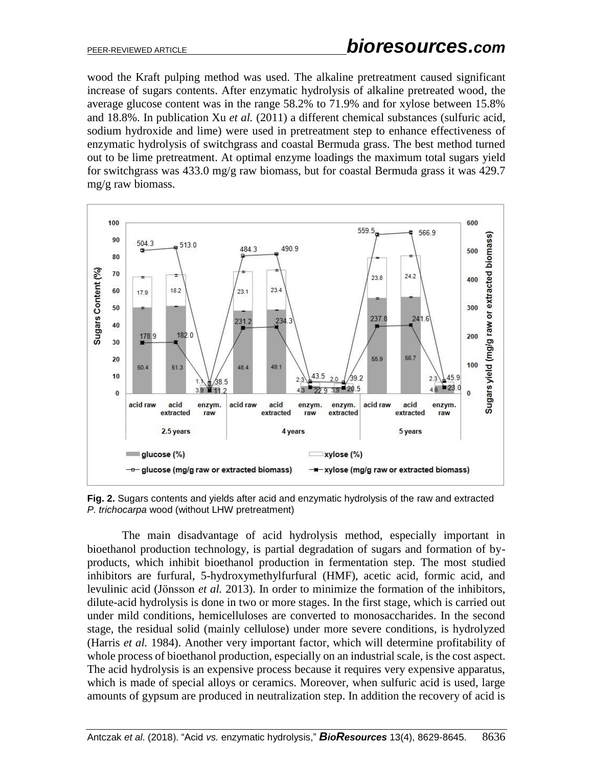wood the Kraft pulping method was used. The alkaline pretreatment caused significant increase of sugars contents. After enzymatic hydrolysis of alkaline pretreated wood, the average glucose content was in the range 58.2% to 71.9% and for xylose between 15.8% and 18.8%. In publication Xu *et al.* (2011) a different chemical substances (sulfuric acid, sodium hydroxide and lime) were used in pretreatment step to enhance effectiveness of enzymatic hydrolysis of switchgrass and coastal Bermuda grass. The best method turned out to be lime pretreatment. At optimal enzyme loadings the maximum total sugars yield for switchgrass was 433.0 mg/g raw biomass, but for coastal Bermuda grass it was 429.7 mg/g raw biomass.

**Fig. 2.** Sugars contents and yields after acid and enzymatic hydrolysis of the raw and extracted *P. trichocarpa* wood (without LHW pretreatment)

The main disadvantage of acid hydrolysis method, especially important in bioethanol production technology, is partial degradation of sugars and formation of by-products, which inhibit bioethanol production in fermentation step. The most studied inhibitors are furfural, 5-hydroxymethylfurfural (HMF), acetic acid, formic acid, and levulinic acid (Jönsson *et al.* 2013). In order to minimize the formation of the inhibitors, dilute-acid hydrolysis is done in two or more stages. In the first stage, which is carried out under mild conditions, hemicelluloses are converted to monosaccharides. In the second stage, the residual solid (mainly cellulose) under more severe conditions, is hydrolyzed (Harris *et al.* 1984). Another very important factor, which will determine profitability of whole process of bioethanol production, especially on an industrial scale, is the cost aspect. The acid hydrolysis is an expensive process because it requires very expensive apparatus, which is made of special alloys or ceramics. Moreover, when sulfuric acid is used, large amounts of gypsum are produced in neutralization step. In addition the recovery of acid is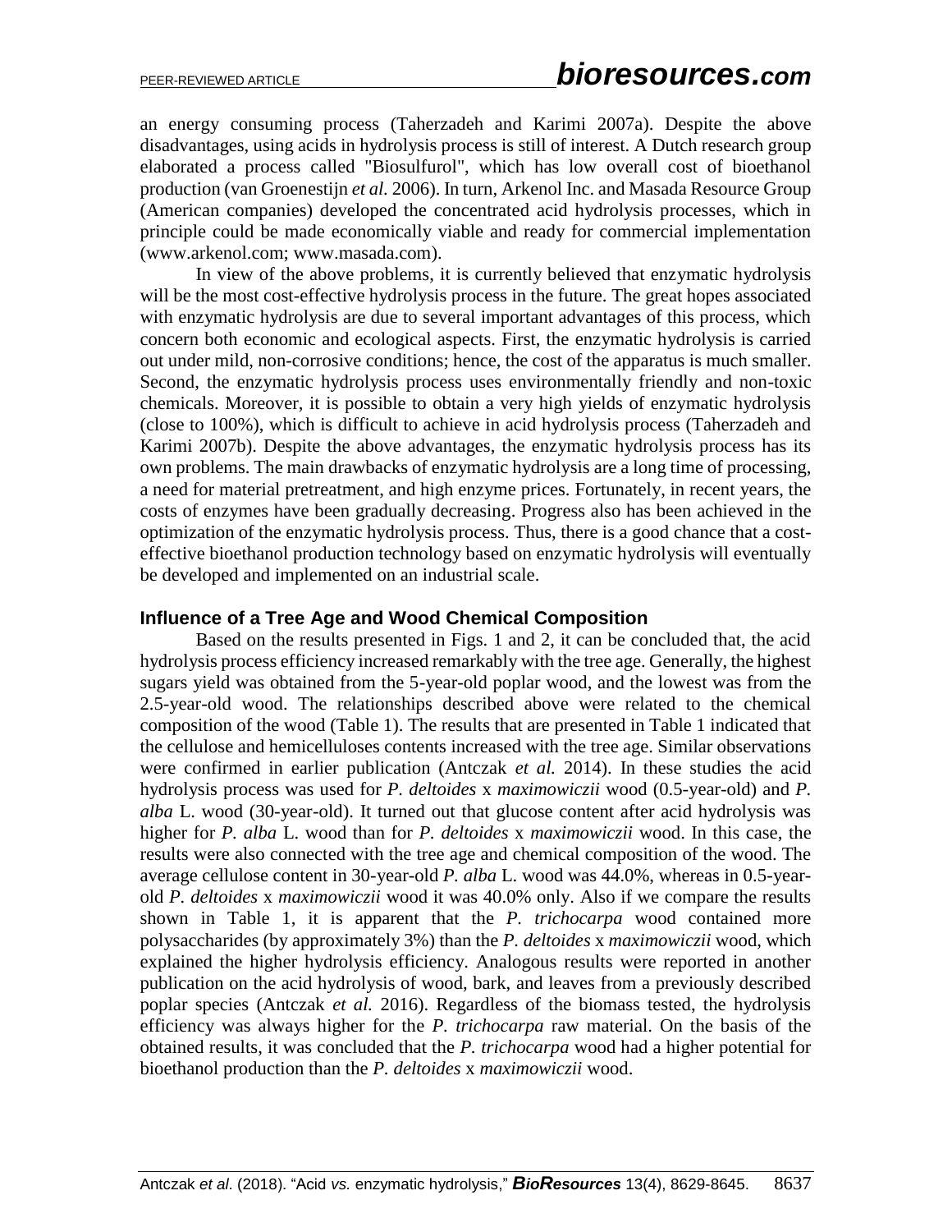an energy consuming process (Taherzadeh and Karimi 2007a). Despite the above disadvantages, using acids in hydrolysis process is still of interest. A Dutch research group elaborated a process called "Biosulfurol", which has low overall cost of bioethanol production (van Groenestijn *et al.* 2006). In turn, Arkenol Inc. and Masada Resource Group (American companies) developed the concentrated acid hydrolysis processes, which in principle could be made economically viable and ready for commercial implementation (www.arkenol.com; www.masada.com).

In view of the above problems, it is currently believed that enzymatic hydrolysis will be the most cost-effective hydrolysis process in the future. The great hopes associated with enzymatic hydrolysis are due to several important advantages of this process, which concern both economic and ecological aspects. First, the enzymatic hydrolysis is carried out under mild, non-corrosive conditions; hence, the cost of the apparatus is much smaller. Second, the enzymatic hydrolysis process uses environmentally friendly and non-toxic chemicals. Moreover, it is possible to obtain a very high yields of enzymatic hydrolysis (close to 100%), which is difficult to achieve in acid hydrolysis process (Taherzadeh and Karimi 2007b). Despite the above advantages, the enzymatic hydrolysis process has its own problems. The main drawbacks of enzymatic hydrolysis are a long time of processing, a need for material pretreatment, and high enzyme prices. Fortunately, in recent years, the costs of enzymes have been gradually decreasing. Progress also has been achieved in the optimization of the enzymatic hydrolysis process. Thus, there is a good chance that a cost-effective bioethanol production technology based on enzymatic hydrolysis will eventually be developed and implemented on an industrial scale.

### Influence of a Tree Age and Wood Chemical Composition

Based on the results presented in Figs. 1 and 2, it can be concluded that, the acid hydrolysis process efficiency increased remarkably with the tree age. Generally, the highest sugars yield was obtained from the 5-year-old poplar wood, and the lowest was from the 2.5-year-old wood. The relationships described above were related to the chemical composition of the wood (Table 1). The results that are presented in Table 1 indicated that the cellulose and hemicelluloses contents increased with the tree age. Similar observations were confirmed in earlier publication (Antczak *et al.* 2014). In these studies the acid hydrolysis process was used for *P. deltoides* x *maximowiczii* wood (0.5-year-old) and *P. alba* L. wood (30-year-old). It turned out that glucose content after acid hydrolysis was higher for *P. alba* L. wood than for *P. deltoides* x *maximowiczii* wood. In this case, the results were also connected with the tree age and chemical composition of the wood. The average cellulose content in 30-year-old *P. alba* L. wood was 44.0%, whereas in 0.5-year-old *P. deltoides* x *maximowiczii* wood it was 40.0% only. Also if we compare the results shown in Table 1, it is apparent that the *P. trichocarpa* wood contained more polysaccharides (by approximately 3%) than the *P. deltoides* x *maximowiczii* wood, which explained the higher hydrolysis efficiency. Analogous results were reported in another publication on the acid hydrolysis of wood, bark, and leaves from a previously described poplar species (Antczak *et al.* 2016). Regardless of the biomass tested, the hydrolysis efficiency was always higher for the *P. trichocarpa* raw material. On the basis of the obtained results, it was concluded that the *P. trichocarpa* wood had a higher potential for bioethanol production than the *P. deltoides* x *maximowiczii* wood.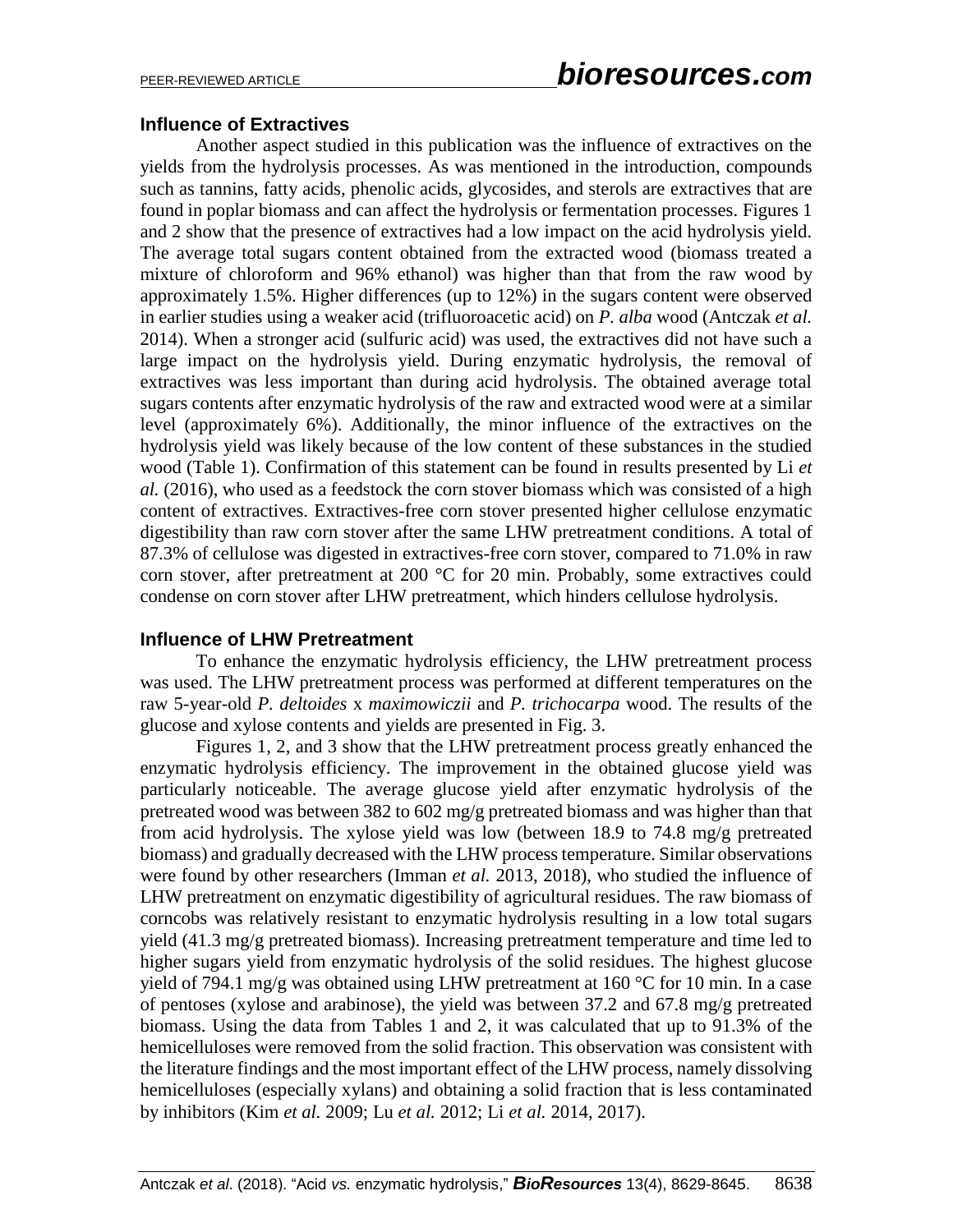### Influence of Extractives

Another aspect studied in this publication was the influence of extractives on the yields from the hydrolysis processes. As was mentioned in the introduction, compounds such as tannins, fatty acids, phenolic acids, glycosides, and sterols are extractives that are found in poplar biomass and can affect the hydrolysis or fermentation processes. Figures 1 and 2 show that the presence of extractives had a low impact on the acid hydrolysis yield. The average total sugars content obtained from the extracted wood (biomass treated a mixture of chloroform and 96% ethanol) was higher than that from the raw wood by approximately 1.5%. Higher differences (up to 12%) in the sugars content were observed in earlier studies using a weaker acid (trifluoroacetic acid) on *P. alba* wood (Antczak *et al.* 2014). When a stronger acid (sulfuric acid) was used, the extractives did not have such a large impact on the hydrolysis yield. During enzymatic hydrolysis, the removal of extractives was less important than during acid hydrolysis. The obtained average total sugars contents after enzymatic hydrolysis of the raw and extracted wood were at a similar level (approximately 6%). Additionally, the minor influence of the extractives on the hydrolysis yield was likely because of the low content of these substances in the studied wood (Table 1). Confirmation of this statement can be found in results presented by Li *et al.* (2016), who used as a feedstock the corn stover biomass which was consisted of a high content of extractives. Extractives-free corn stover presented higher cellulose enzymatic digestibility than raw corn stover after the same LHW pretreatment conditions. A total of 87.3% of cellulose was digested in extractives-free corn stover, compared to 71.0% in raw corn stover, after pretreatment at 200 °C for 20 min. Probably, some extractives could condense on corn stover after LHW pretreatment, which hinders cellulose hydrolysis.

### Influence of LHW Pretreatment

To enhance the enzymatic hydrolysis efficiency, the LHW pretreatment process was used. The LHW pretreatment process was performed at different temperatures on the raw 5-year-old *P. deltoides* x *maximowiczii* and *P. trichocarpa* wood. The results of the glucose and xylose contents and yields are presented in Fig. 3.

Figures 1, 2, and 3 show that the LHW pretreatment process greatly enhanced the enzymatic hydrolysis efficiency. The improvement in the obtained glucose yield was particularly noticeable. The average glucose yield after enzymatic hydrolysis of the pretreated wood was between 382 to 602 mg/g pretreated biomass and was higher than that from acid hydrolysis. The xylose yield was low (between 18.9 to 74.8 mg/g pretreated biomass) and gradually decreased with the LHW process temperature. Similar observations were found by other researchers (Imman *et al.* 2013, 2018), who studied the influence of LHW pretreatment on enzymatic digestibility of agricultural residues. The raw biomass of corncobs was relatively resistant to enzymatic hydrolysis resulting in a low total sugars yield (41.3 mg/g pretreated biomass). Increasing pretreatment temperature and time led to higher sugars yield from enzymatic hydrolysis of the solid residues. The highest glucose yield of 794.1 mg/g was obtained using LHW pretreatment at 160 °C for 10 min. In a case of pentoses (xylose and arabinose), the yield was between 37.2 and 67.8 mg/g pretreated biomass. Using the data from Tables 1 and 2, it was calculated that up to 91.3% of the hemicelluloses were removed from the solid fraction. This observation was consistent with the literature findings and the most important effect of the LHW process, namely dissolving hemicelluloses (especially xylans) and obtaining a solid fraction that is less contaminated by inhibitors (Kim *et al.* 2009; Lu *et al.* 2012; Li *et al.* 2014, 2017).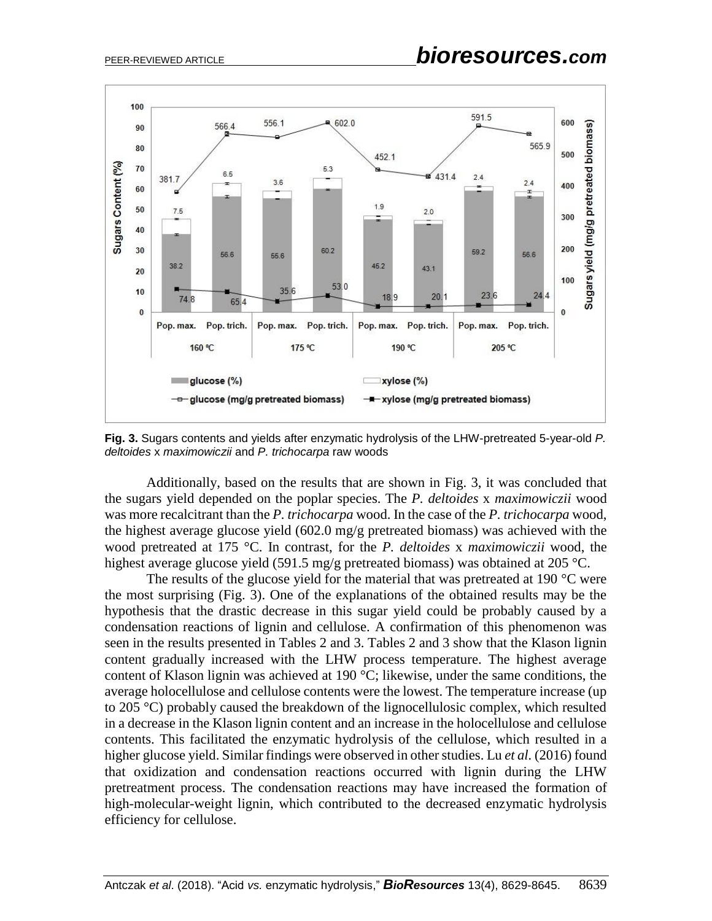**Fig. 3.** Sugars contents and yields after enzymatic hydrolysis of the LHW-pretreated 5-year-old *P. deltoides* x *maximowiczii* and *P. trichocarpa* raw woods

Additionally, based on the results that are shown in Fig. 3, it was concluded that the sugars yield depended on the poplar species. The *P. deltoides* x *maximowiczii* wood was more recalcitrant than the *P. trichocarpa* wood. In the case of the *P. trichocarpa* wood, the highest average glucose yield (602.0 mg/g pretreated biomass) was achieved with the wood pretreated at 175 °C. In contrast, for the *P. deltoides* x *maximowiczii* wood, the highest average glucose yield (591.5 mg/g pretreated biomass) was obtained at 205 °C.

The results of the glucose yield for the material that was pretreated at 190 °C were the most surprising (Fig. 3). One of the explanations of the obtained results may be the hypothesis that the drastic decrease in this sugar yield could be probably caused by a condensation reactions of lignin and cellulose. A confirmation of this phenomenon was seen in the results presented in Tables 2 and 3. Tables 2 and 3 show that the Klason lignin content gradually increased with the LHW process temperature. The highest average content of Klason lignin was achieved at 190 °C; likewise, under the same conditions, the average holocellulose and cellulose contents were the lowest. The temperature increase (up to 205 °C) probably caused the breakdown of the lignocellulosic complex, which resulted in a decrease in the Klason lignin content and an increase in the holocellulose and cellulose contents. This facilitated the enzymatic hydrolysis of the cellulose, which resulted in a higher glucose yield. Similar findings were observed in other studies. Lu *et al*. (2016) found that oxidization and condensation reactions occurred with lignin during the LHW pretreatment process. The condensation reactions may have increased the formation of high-molecular-weight lignin, which contributed to the decreased enzymatic hydrolysis efficiency for cellulose.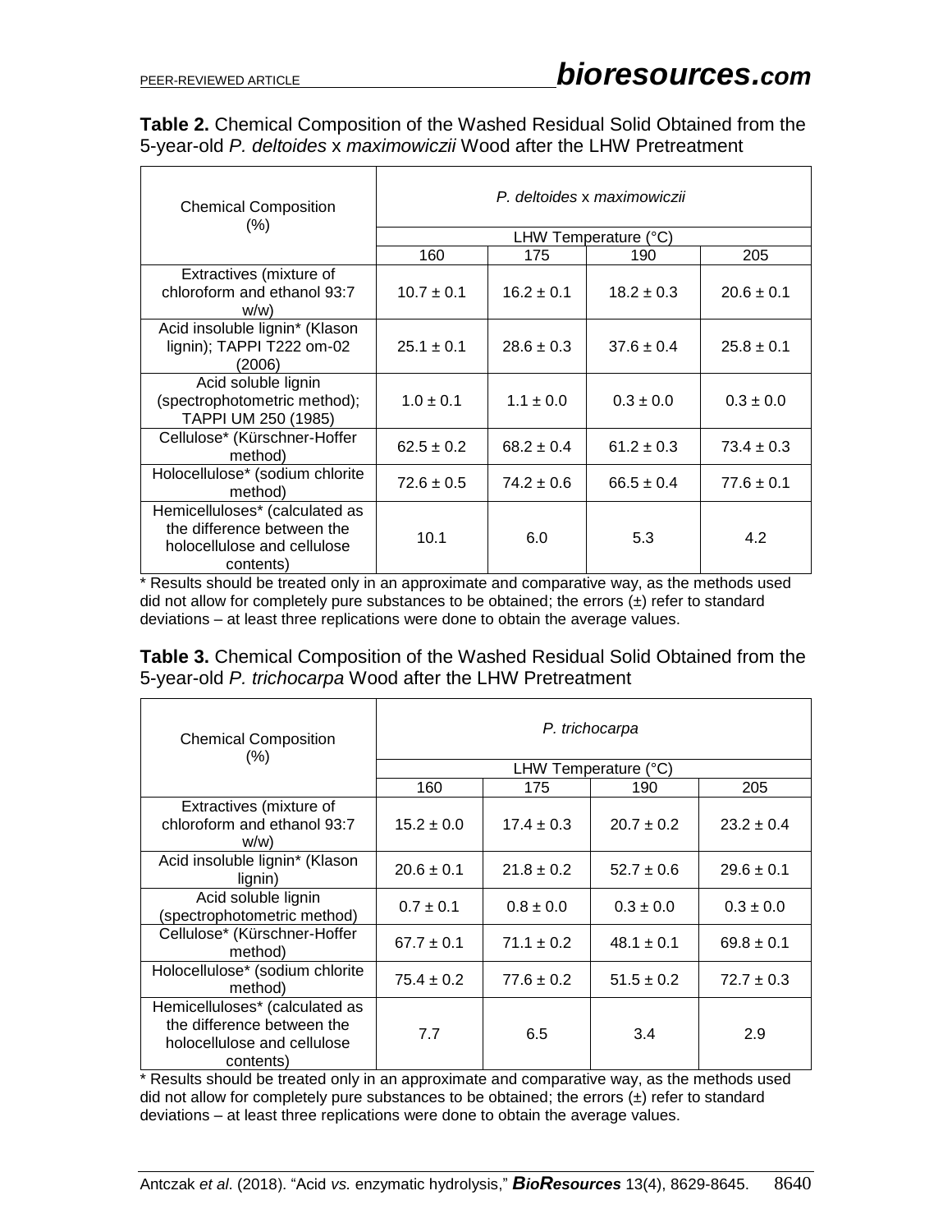**Table 2.** Chemical Composition of the Washed Residual Solid Obtained from the 5-year-old *P. deltoides* x *maximowiczii* Wood after the LHW Pretreatment

| Chemical Composition (%) | *P. deltoides* x *maximowiczii* | | | |
|---|---|---|---|---|
| | LHW Temperature (°C) | | | |
| | 160 | 175 | 190 | 205 |
| Extractives (mixture of chloroform and ethanol 93:7 w/w) | 10.7 ± 0.1 | 16.2 ± 0.1 | 18.2 ± 0.3 | 20.6 ± 0.1 |
| Acid insoluble lignin* (Klason lignin); TAPPI T222 om-02 (2006) | 25.1 ± 0.1 | 28.6 ± 0.3 | 37.6 ± 0.4 | 25.8 ± 0.1 |
| Acid soluble lignin (spectrophotometric method); TAPPI UM 250 (1985) | 1.0 ± 0.1 | 1.1 ± 0.0 | 0.3 ± 0.0 | 0.3 ± 0.0 |
| Cellulose* (Kürschner-Hoffer method) | 62.5 ± 0.2 | 68.2 ± 0.4 | 61.2 ± 0.3 | 73.4 ± 0.3 |
| Holocellulose* (sodium chlorite method) | 72.6 ± 0.5 | 74.2 ± 0.6 | 66.5 ± 0.4 | 77.6 ± 0.1 |
| Hemicelluloses* (calculated as the difference between the holocellulose and cellulose contents) | 10.1 | 6.0 | 5.3 | 4.2 |

* Results should be treated only in an approximate and comparative way, as the methods used did not allow for completely pure substances to be obtained; the errors (±) refer to standard deviations – at least three replications were done to obtain the average values.

**Table 3.** Chemical Composition of the Washed Residual Solid Obtained from the 5-year-old *P. trichocarpa* Wood after the LHW Pretreatment

| Chemical Composition (%) | *P. trichocarpa* | | | |
|---|---|---|---|---|
| | LHW Temperature (°C) | | | |
| | 160 | 175 | 190 | 205 |
| Extractives (mixture of chloroform and ethanol 93:7 w/w) | 15.2 ± 0.0 | 17.4 ± 0.3 | 20.7 ± 0.2 | 23.2 ± 0.4 |
| Acid insoluble lignin* (Klason lignin) | 20.6 ± 0.1 | 21.8 ± 0.2 | 52.7 ± 0.6 | 29.6 ± 0.1 |
| Acid soluble lignin (spectrophotometric method) | 0.7 ± 0.1 | 0.8 ± 0.0 | 0.3 ± 0.0 | 0.3 ± 0.0 |
| Cellulose* (Kürschner-Hoffer method) | 67.7 ± 0.1 | 71.1 ± 0.2 | 48.1 ± 0.1 | 69.8 ± 0.1 |
| Holocellulose* (sodium chlorite method) | 75.4 ± 0.2 | 77.6 ± 0.2 | 51.5 ± 0.2 | 72.7 ± 0.3 |
| Hemicelluloses* (calculated as the difference between the holocellulose and cellulose contents) | 7.7 | 6.5 | 3.4 | 2.9 |

* Results should be treated only in an approximate and comparative way, as the methods used did not allow for completely pure substances to be obtained; the errors (±) refer to standard deviations – at least three replications were done to obtain the average values.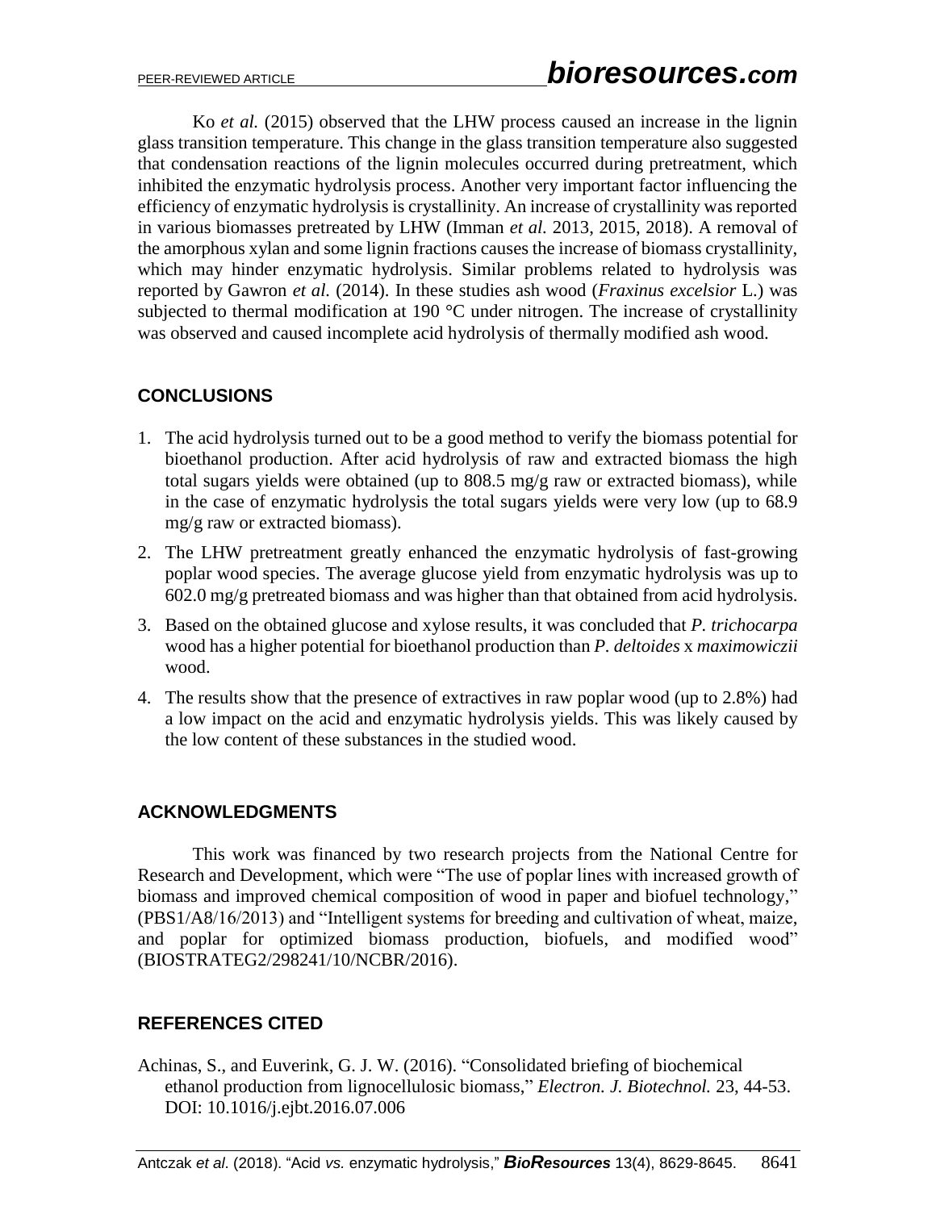Ko *et al.* (2015) observed that the LHW process caused an increase in the lignin glass transition temperature. This change in the glass transition temperature also suggested that condensation reactions of the lignin molecules occurred during pretreatment, which inhibited the enzymatic hydrolysis process. Another very important factor influencing the efficiency of enzymatic hydrolysis is crystallinity. An increase of crystallinity was reported in various biomasses pretreated by LHW (Imman *et al.* 2013, 2015, 2018). A removal of the amorphous xylan and some lignin fractions causes the increase of biomass crystallinity, which may hinder enzymatic hydrolysis. Similar problems related to hydrolysis was reported by Gawron *et al.* (2014). In these studies ash wood (*Fraxinus excelsior* L.) was subjected to thermal modification at 190 °C under nitrogen. The increase of crystallinity was observed and caused incomplete acid hydrolysis of thermally modified ash wood.

## CONCLUSIONS

1. The acid hydrolysis turned out to be a good method to verify the biomass potential for bioethanol production. After acid hydrolysis of raw and extracted biomass the high total sugars yields were obtained (up to 808.5 mg/g raw or extracted biomass), while in the case of enzymatic hydrolysis the total sugars yields were very low (up to 68.9 mg/g raw or extracted biomass).
2. The LHW pretreatment greatly enhanced the enzymatic hydrolysis of fast-growing poplar wood species. The average glucose yield from enzymatic hydrolysis was up to 602.0 mg/g pretreated biomass and was higher than that obtained from acid hydrolysis.
3. Based on the obtained glucose and xylose results, it was concluded that *P. trichocarpa* wood has a higher potential for bioethanol production than *P. deltoides* x *maximowiczii* wood.
4. The results show that the presence of extractives in raw poplar wood (up to 2.8%) had a low impact on the acid and enzymatic hydrolysis yields. This was likely caused by the low content of these substances in the studied wood.

## ACKNOWLEDGMENTS

This work was financed by two research projects from the National Centre for Research and Development, which were "The use of poplar lines with increased growth of biomass and improved chemical composition of wood in paper and biofuel technology," (PBS1/A8/16/2013) and "Intelligent systems for breeding and cultivation of wheat, maize, and poplar for optimized biomass production, biofuels, and modified wood" (BIOSTRATEG2/298241/10/NCBR/2016).

## REFERENCES CITED

Achinas, S., and Euverink, G. J. W. (2016). "Consolidated briefing of biochemical ethanol production from lignocellulosic biomass," *Electron. J. Biotechnol.* 23, 44-53. DOI: 10.1016/j.ejbt.2016.07.006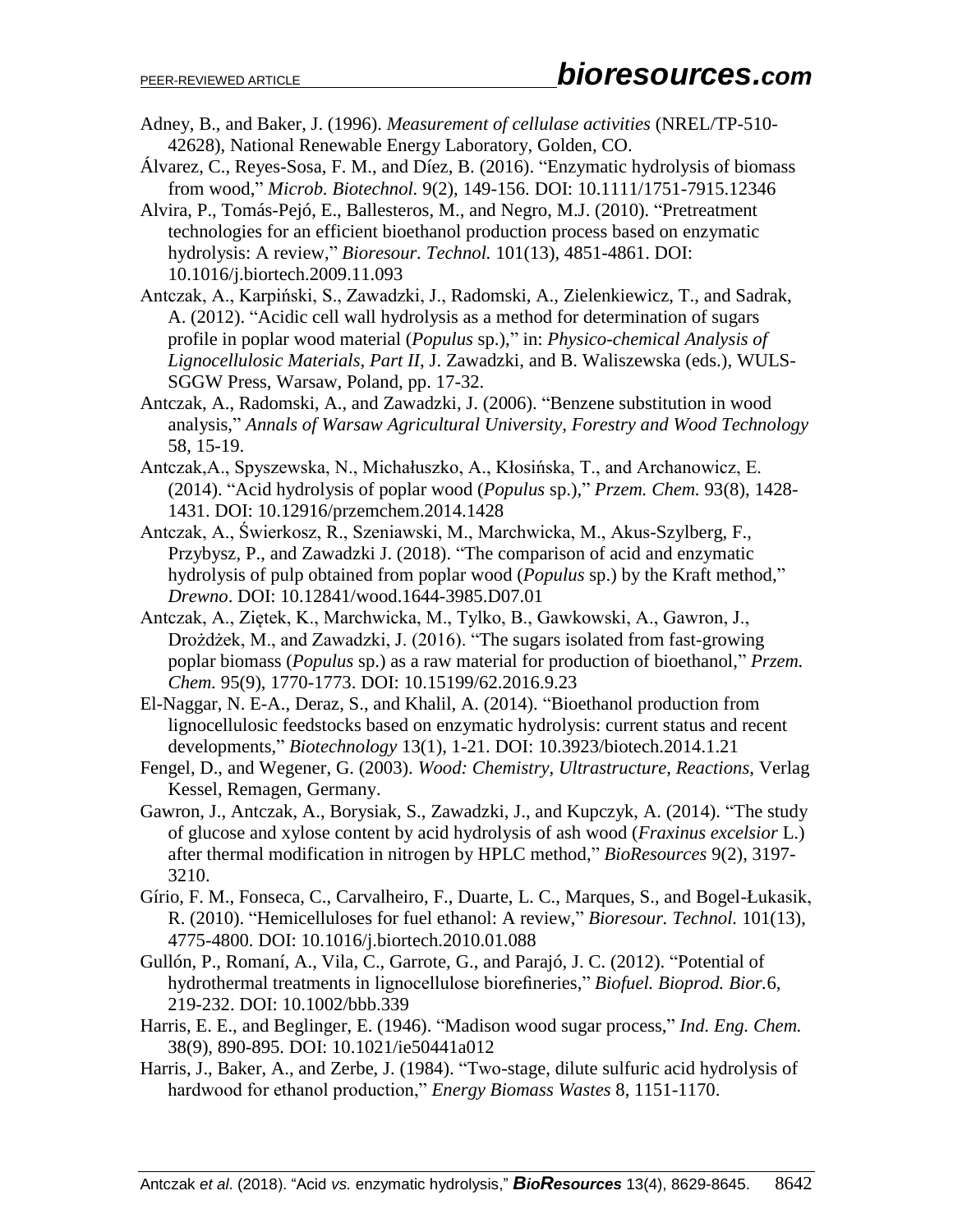Adney, B., and Baker, J. (1996). *Measurement of cellulase activities* (NREL/TP-510-42628), National Renewable Energy Laboratory, Golden, CO.

Álvarez, C., Reyes-Sosa, F. M., and Díez, B. (2016). "Enzymatic hydrolysis of biomass from wood," *Microb. Biotechnol.* 9(2), 149-156. DOI: 10.1111/1751-7915.12346

Alvira, P., Tomás-Pejó, E., Ballesteros, M., and Negro, M.J. (2010). "Pretreatment technologies for an efficient bioethanol production process based on enzymatic hydrolysis: A review," *Bioresour. Technol.* 101(13), 4851-4861. DOI: 10.1016/j.biortech.2009.11.093

Antczak, A., Karpiński, S., Zawadzki, J., Radomski, A., Zielenkiewicz, T., and Sadrak, A. (2012). "Acidic cell wall hydrolysis as a method for determination of sugars profile in poplar wood material (*Populus* sp.)," in: *Physico-chemical Analysis of Lignocellulosic Materials, Part II*, J. Zawadzki, and B. Waliszewska (eds.), WULS-SGGW Press, Warsaw, Poland, pp. 17-32.

Antczak, A., Radomski, A., and Zawadzki, J. (2006). "Benzene substitution in wood analysis," *Annals of Warsaw Agricultural University, Forestry and Wood Technology* 58, 15-19.

Antczak,A., Spyszewska, N., Michałuszko, A., Kłosińska, T., and Archanowicz, E. (2014). "Acid hydrolysis of poplar wood (*Populus* sp.)," *Przem. Chem.* 93(8), 1428-1431. DOI: 10.12916/przemchem.2014.1428

Antczak, A., Świerkosz, R., Szeniawski, M., Marchwicka, M., Akus-Szylberg, F., Przybysz, P., and Zawadzki J. (2018). "The comparison of acid and enzymatic hydrolysis of pulp obtained from poplar wood (*Populus* sp.) by the Kraft method," *Drewno*. DOI: 10.12841/wood.1644-3985.D07.01

Antczak, A., Ziętek, K., Marchwicka, M., Tylko, B., Gawkowski, A., Gawron, J., Drożdżek, M., and Zawadzki, J. (2016). "The sugars isolated from fast-growing poplar biomass (*Populus* sp.) as a raw material for production of bioethanol," *Przem. Chem.* 95(9), 1770-1773. DOI: 10.15199/62.2016.9.23

El-Naggar, N. E-A., Deraz, S., and Khalil, A. (2014). "Bioethanol production from lignocellulosic feedstocks based on enzymatic hydrolysis: current status and recent developments," *Biotechnology* 13(1), 1-21. DOI: 10.3923/biotech.2014.1.21

Fengel, D., and Wegener, G. (2003). *Wood: Chemistry, Ultrastructure, Reactions*, Verlag Kessel, Remagen, Germany.

Gawron, J., Antczak, A., Borysiak, S., Zawadzki, J., and Kupczyk, A. (2014). "The study of glucose and xylose content by acid hydrolysis of ash wood (*Fraxinus excelsior* L.) after thermal modification in nitrogen by HPLC method," *BioResources* 9(2), 3197-3210.

Gírio, F. M., Fonseca, C., Carvalheiro, F., Duarte, L. C., Marques, S., and Bogel-Łukasik, R. (2010). "Hemicelluloses for fuel ethanol: A review," *Bioresour. Technol.* 101(13), 4775-4800. DOI: 10.1016/j.biortech.2010.01.088

Gullón, P., Romaní, A., Vila, C., Garrote, G., and Parajó, J. C. (2012). "Potential of hydrothermal treatments in lignocellulose biorefineries," *Biofuel. Bioprod. Bior.*6, 219-232. DOI: 10.1002/bbb.339

Harris, E. E., and Beglinger, E. (1946). "Madison wood sugar process," *Ind. Eng. Chem.* 38(9), 890-895. DOI: 10.1021/ie50441a012

Harris, J., Baker, A., and Zerbe, J. (1984). "Two-stage, dilute sulfuric acid hydrolysis of hardwood for ethanol production," *Energy Biomass Wastes* 8, 1151-1170.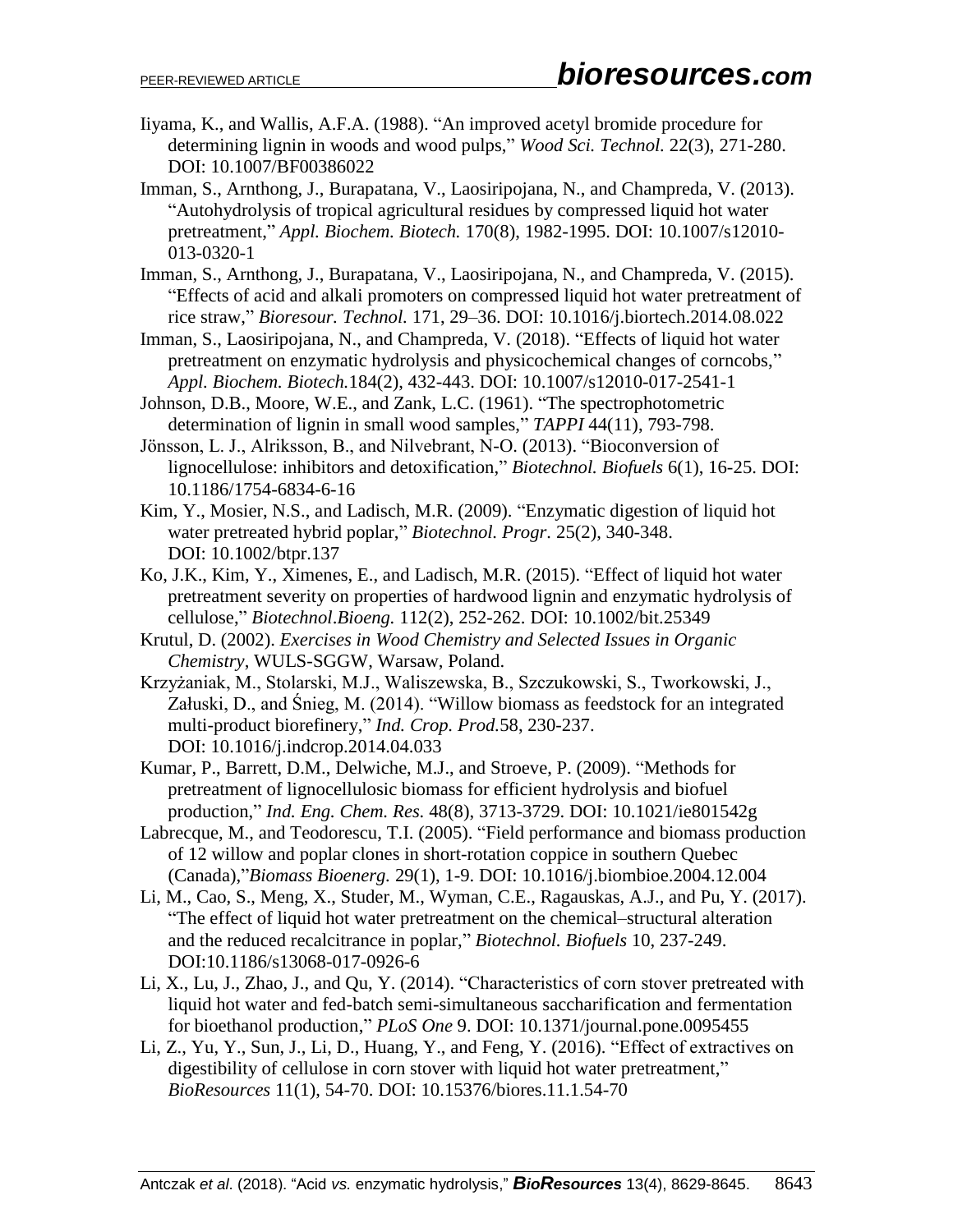Iiyama, K., and Wallis, A.F.A. (1988). "An improved acetyl bromide procedure for determining lignin in woods and wood pulps," *Wood Sci. Technol.* 22(3), 271-280. DOI: 10.1007/BF00386022

Imman, S., Arnthong, J., Burapatana, V., Laosiripojana, N., and Champreda, V. (2013). "Autohydrolysis of tropical agricultural residues by compressed liquid hot water pretreatment," *Appl. Biochem. Biotech.* 170(8), 1982-1995. DOI: 10.1007/s12010-013-0320-1

Imman, S., Arnthong, J., Burapatana, V., Laosiripojana, N., and Champreda, V. (2015). "Effects of acid and alkali promoters on compressed liquid hot water pretreatment of rice straw," *Bioresour. Technol.* 171, 29–36. DOI: 10.1016/j.biortech.2014.08.022

Imman, S., Laosiripojana, N., and Champreda, V. (2018). "Effects of liquid hot water pretreatment on enzymatic hydrolysis and physicochemical changes of corncobs," *Appl. Biochem. Biotech.*184(2), 432-443. DOI: 10.1007/s12010-017-2541-1

Johnson, D.B., Moore, W.E., and Zank, L.C. (1961). "The spectrophotometric determination of lignin in small wood samples," *TAPPI* 44(11), 793-798.

Jönsson, L. J., Alriksson, B., and Nilvebrant, N-O. (2013). "Bioconversion of lignocellulose: inhibitors and detoxification," *Biotechnol. Biofuels* 6(1), 16-25. DOI: 10.1186/1754-6834-6-16

Kim, Y., Mosier, N.S., and Ladisch, M.R. (2009). "Enzymatic digestion of liquid hot water pretreated hybrid poplar," *Biotechnol. Progr*. 25(2), 340-348. DOI: 10.1002/btpr.137

Ko, J.K., Kim, Y., Ximenes, E., and Ladisch, M.R. (2015). "Effect of liquid hot water pretreatment severity on properties of hardwood lignin and enzymatic hydrolysis of cellulose," *Biotechnol.Bioeng.* 112(2), 252-262. DOI: 10.1002/bit.25349

Krutul, D. (2002). *Exercises in Wood Chemistry and Selected Issues in Organic Chemistry*, WULS-SGGW, Warsaw, Poland.

Krzyżaniak, M., Stolarski, M.J., Waliszewska, B., Szczukowski, S., Tworkowski, J., Załuski, D., and Śnieg, M. (2014). "Willow biomass as feedstock for an integrated multi-product biorefinery," *Ind. Crop. Prod.*58, 230-237. DOI: 10.1016/j.indcrop.2014.04.033

Kumar, P., Barrett, D.M., Delwiche, M.J., and Stroeve, P. (2009). "Methods for pretreatment of lignocellulosic biomass for efficient hydrolysis and biofuel production," *Ind. Eng. Chem. Res.* 48(8), 3713-3729. DOI: 10.1021/ie801542g

Labrecque, M., and Teodorescu, T.I. (2005). "Field performance and biomass production of 12 willow and poplar clones in short-rotation coppice in southern Quebec (Canada),"*Biomass Bioenerg.* 29(1), 1-9. DOI: 10.1016/j.biombioe.2004.12.004

Li, M., Cao, S., Meng, X., Studer, M., Wyman, C.E., Ragauskas, A.J., and Pu, Y. (2017). "The effect of liquid hot water pretreatment on the chemical–structural alteration and the reduced recalcitrance in poplar," *Biotechnol. Biofuels* 10, 237-249. DOI:10.1186/s13068-017-0926-6

Li, X., Lu, J., Zhao, J., and Qu, Y. (2014). "Characteristics of corn stover pretreated with liquid hot water and fed-batch semi-simultaneous saccharification and fermentation for bioethanol production," *PLoS One* 9. DOI: 10.1371/journal.pone.0095455

Li, Z., Yu, Y., Sun, J., Li, D., Huang, Y., and Feng, Y. (2016). "Effect of extractives on digestibility of cellulose in corn stover with liquid hot water pretreatment," *BioResources* 11(1), 54-70. DOI: 10.15376/biores.11.1.54-70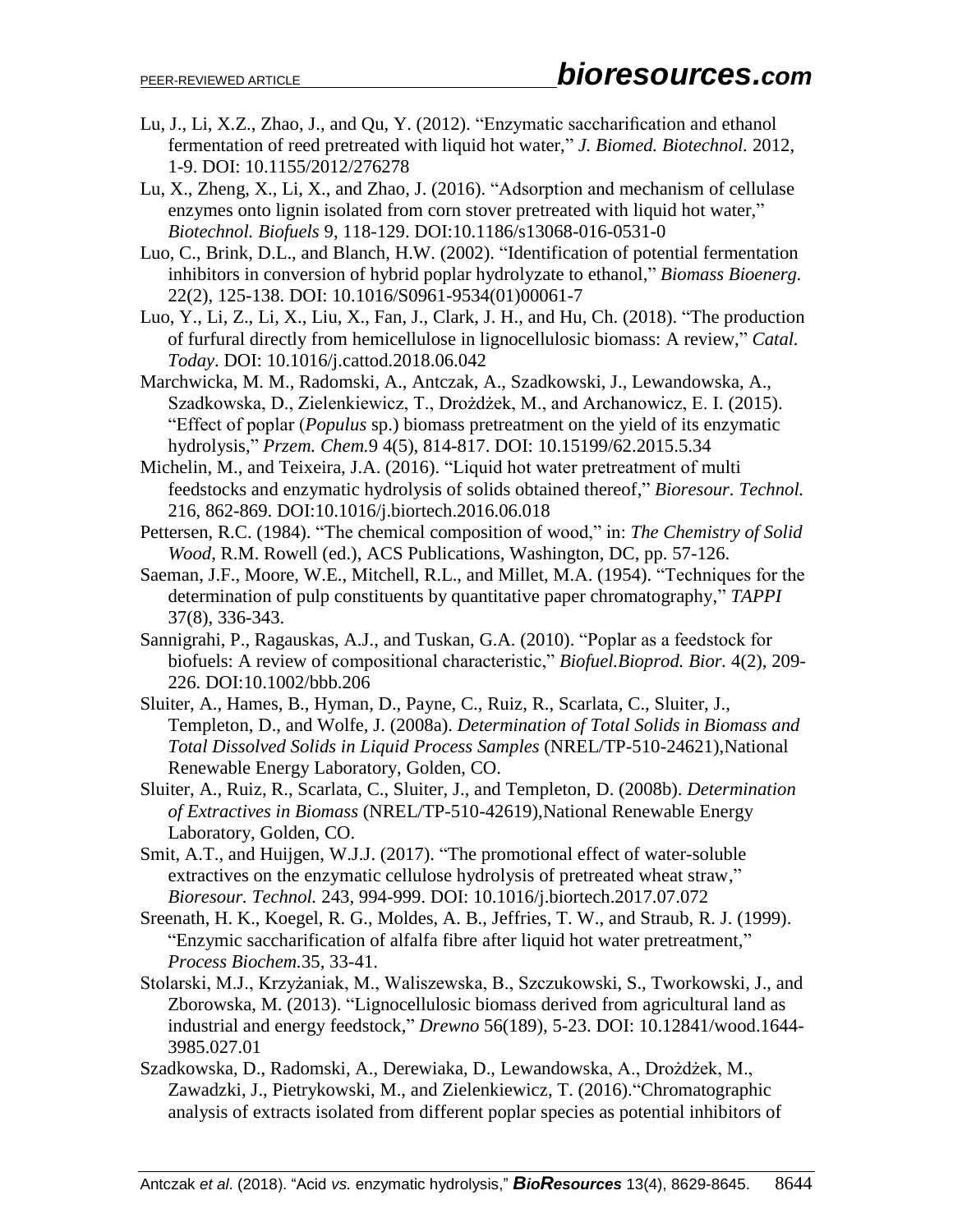Lu, J., Li, X.Z., Zhao, J., and Qu, Y. (2012). "Enzymatic saccharification and ethanol fermentation of reed pretreated with liquid hot water," *J. Biomed. Biotechnol.* 2012, 1-9. DOI: 10.1155/2012/276278

Lu, X., Zheng, X., Li, X., and Zhao, J. (2016). "Adsorption and mechanism of cellulase enzymes onto lignin isolated from corn stover pretreated with liquid hot water," *Biotechnol. Biofuels* 9, 118-129. DOI:10.1186/s13068-016-0531-0

Luo, C., Brink, D.L., and Blanch, H.W. (2002). "Identification of potential fermentation inhibitors in conversion of hybrid poplar hydrolyzate to ethanol," *Biomass Bioenerg.* 22(2), 125-138. DOI: 10.1016/S0961-9534(01)00061-7

Luo, Y., Li, Z., Li, X., Liu, X., Fan, J., Clark, J. H., and Hu, Ch. (2018). "The production of furfural directly from hemicellulose in lignocellulosic biomass: A review," *Catal. Today*. DOI: 10.1016/j.cattod.2018.06.042

Marchwicka, M. M., Radomski, A., Antczak, A., Szadkowski, J., Lewandowska, A., Szadkowska, D., Zielenkiewicz, T., Drożdżek, M., and Archanowicz, E. I. (2015). "Effect of poplar (*Populus* sp.) biomass pretreatment on the yield of its enzymatic hydrolysis," *Przem. Chem.*9 4(5), 814-817. DOI: 10.15199/62.2015.5.34

Michelin, M., and Teixeira, J.A. (2016). "Liquid hot water pretreatment of multi feedstocks and enzymatic hydrolysis of solids obtained thereof," *Bioresour. Technol.* 216, 862-869. DOI:10.1016/j.biortech.2016.06.018

Pettersen, R.C. (1984). "The chemical composition of wood," in: *The Chemistry of Solid Wood*, R.M. Rowell (ed.), ACS Publications, Washington, DC, pp. 57-126.

Saeman, J.F., Moore, W.E., Mitchell, R.L., and Millet, M.A. (1954). "Techniques for the determination of pulp constituents by quantitative paper chromatography," *TAPPI* 37(8), 336-343.

Sannigrahi, P., Ragauskas, A.J., and Tuskan, G.A. (2010). "Poplar as a feedstock for biofuels: A review of compositional characteristic," *Biofuel.Bioprod. Bior.* 4(2), 209-226. DOI:10.1002/bbb.206

Sluiter, A., Hames, B., Hyman, D., Payne, C., Ruiz, R., Scarlata, C., Sluiter, J., Templeton, D., and Wolfe, J. (2008a). *Determination of Total Solids in Biomass and Total Dissolved Solids in Liquid Process Samples* (NREL/TP-510-24621),National Renewable Energy Laboratory, Golden, CO.

Sluiter, A., Ruiz, R., Scarlata, C., Sluiter, J., and Templeton, D. (2008b). *Determination of Extractives in Biomass* (NREL/TP-510-42619),National Renewable Energy Laboratory, Golden, CO.

Smit, A.T., and Huijgen, W.J.J. (2017). "The promotional effect of water-soluble extractives on the enzymatic cellulose hydrolysis of pretreated wheat straw," *Bioresour. Technol.* 243, 994-999. DOI: 10.1016/j.biortech.2017.07.072

Sreenath, H. K., Koegel, R. G., Moldes, A. B., Jeffries, T. W., and Straub, R. J. (1999). "Enzymic saccharification of alfalfa fibre after liquid hot water pretreatment," *Process Biochem.*35, 33-41.

Stolarski, M.J., Krzyżaniak, M., Waliszewska, B., Szczukowski, S., Tworkowski, J., and Zborowska, M. (2013). "Lignocellulosic biomass derived from agricultural land as industrial and energy feedstock," *Drewno* 56(189), 5-23. DOI: 10.12841/wood.1644-3985.027.01

Szadkowska, D., Radomski, A., Derewiaka, D., Lewandowska, A., Drożdżek, M., Zawadzki, J., Pietrykowski, M., and Zielenkiewicz, T. (2016)."Chromatographic analysis of extracts isolated from different poplar species as potential inhibitors of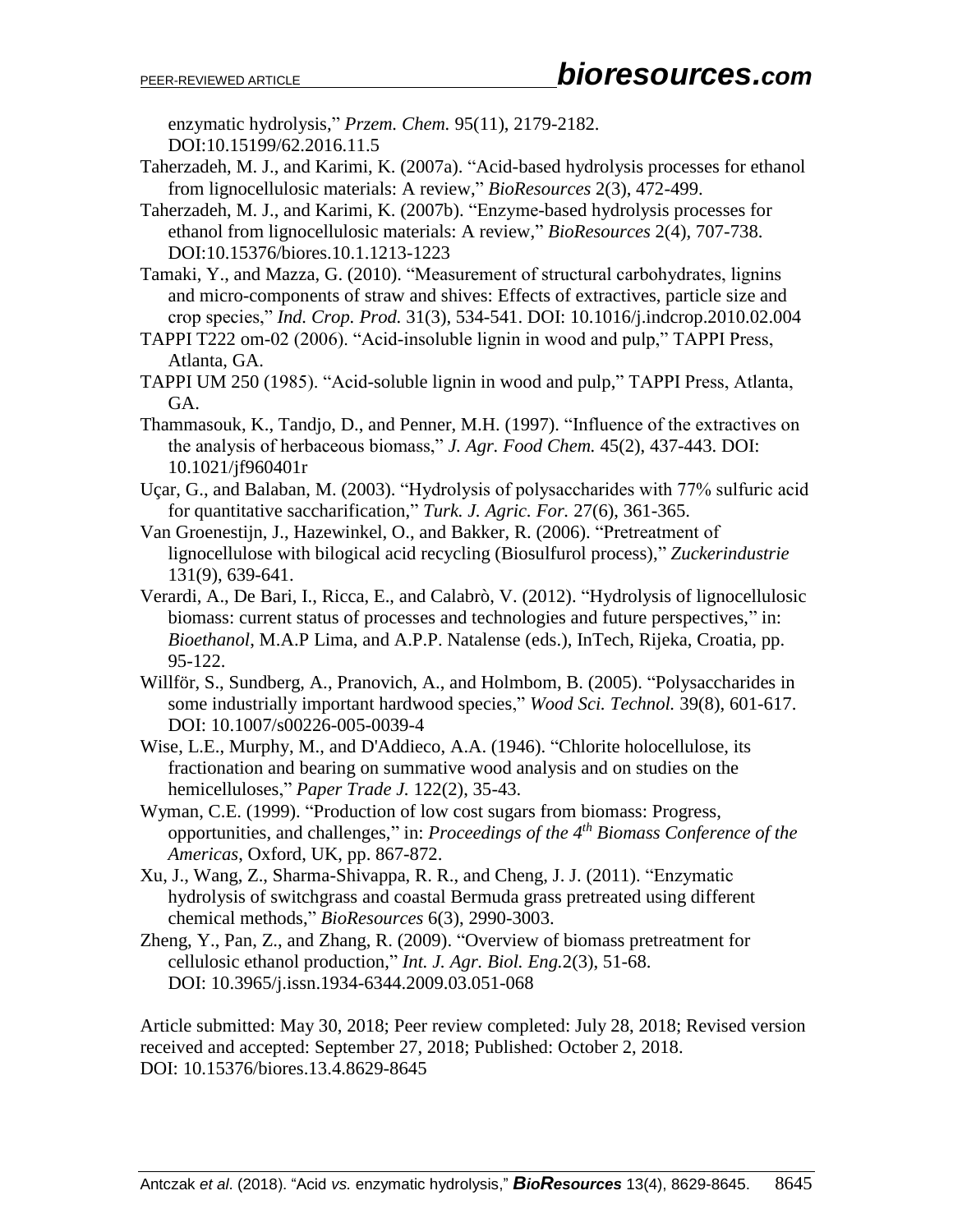enzymatic hydrolysis," *Przem. Chem.* 95(11), 2179-2182. DOI:10.15199/62.2016.11.5

Taherzadeh, M. J., and Karimi, K. (2007a). "Acid-based hydrolysis processes for ethanol from lignocellulosic materials: A review," *BioResources* 2(3), 472-499.

Taherzadeh, M. J., and Karimi, K. (2007b). "Enzyme-based hydrolysis processes for ethanol from lignocellulosic materials: A review," *BioResources* 2(4), 707-738. DOI:10.15376/biores.10.1.1213-1223

Tamaki, Y., and Mazza, G. (2010). "Measurement of structural carbohydrates, lignins and micro-components of straw and shives: Effects of extractives, particle size and crop species," *Ind. Crop. Prod.* 31(3), 534-541. DOI: 10.1016/j.indcrop.2010.02.004

TAPPI T222 om-02 (2006). "Acid-insoluble lignin in wood and pulp," TAPPI Press, Atlanta, GA.

TAPPI UM 250 (1985). "Acid-soluble lignin in wood and pulp," TAPPI Press, Atlanta, GA.

Thammasouk, K., Tandjo, D., and Penner, M.H. (1997). "Influence of the extractives on the analysis of herbaceous biomass," *J. Agr. Food Chem.* 45(2), 437-443. DOI: 10.1021/jf960401r

Uçar, G., and Balaban, M. (2003). "Hydrolysis of polysaccharides with 77% sulfuric acid for quantitative saccharification," *Turk. J. Agric. For.* 27(6), 361-365.

Van Groenestijn, J., Hazewinkel, O., and Bakker, R. (2006). "Pretreatment of lignocellulose with bilogical acid recycling (Biosulfurol process)," *Zuckerindustrie* 131(9), 639-641.

Verardi, A., De Bari, I., Ricca, E., and Calabrò, V. (2012). "Hydrolysis of lignocellulosic biomass: current status of processes and technologies and future perspectives," in: *Bioethanol*, M.A.P Lima, and A.P.P. Natalense (eds.), InTech, Rijeka, Croatia, pp. 95-122.

Willför, S., Sundberg, A., Pranovich, A., and Holmbom, B. (2005). "Polysaccharides in some industrially important hardwood species," *Wood Sci. Technol.* 39(8), 601-617. DOI: 10.1007/s00226-005-0039-4

Wise, L.E., Murphy, M., and D'Addieco, A.A. (1946). "Chlorite holocellulose, its fractionation and bearing on summative wood analysis and on studies on the hemicelluloses," *Paper Trade J.* 122(2), 35-43.

Wyman, C.E. (1999). "Production of low cost sugars from biomass: Progress, opportunities, and challenges," in: *Proceedings of the 4th Biomass Conference of the Americas*, Oxford, UK, pp. 867-872.

Xu, J., Wang, Z., Sharma-Shivappa, R. R., and Cheng, J. J. (2011). "Enzymatic hydrolysis of switchgrass and coastal Bermuda grass pretreated using different chemical methods," *BioResources* 6(3), 2990-3003.

Zheng, Y., Pan, Z., and Zhang, R. (2009). "Overview of biomass pretreatment for cellulosic ethanol production," *Int. J. Agr. Biol. Eng.*2(3), 51-68. DOI: 10.3965/j.issn.1934-6344.2009.03.051-068

Article submitted: May 30, 2018; Peer review completed: July 28, 2018; Revised version received and accepted: September 27, 2018; Published: October 2, 2018.
DOI: 10.15376/biores.13.4.8629-8645